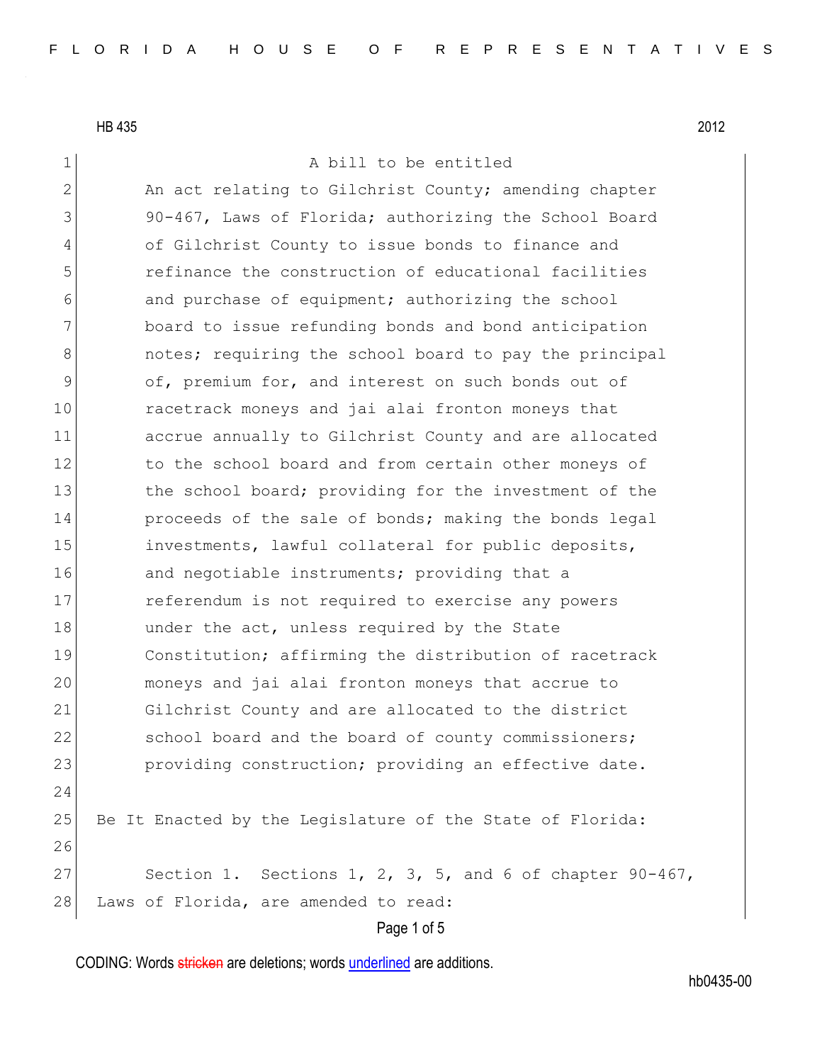HB 435 2012

A bill to be entitled

An act relating to Gilchrist County; amending chapter 90-467, Laws of Florida; authorizing the School Board of Gilchrist County to issue bonds to finance and refinance the construction of educational facilities and purchase of equipment; authorizing the school board to issue refunding bonds and bond anticipation notes; requiring the school board to pay the principal of, premium for, and interest on such bonds out of racetrack moneys and jai alai fronton moneys that accrue annually to Gilchrist County and are allocated to the school board and from certain other moneys of the school board; providing for the investment of the proceeds of the sale of bonds; making the bonds legal investments, lawful collateral for public deposits, and negotiable instruments; providing that a referendum is not required to exercise any powers under the act, unless required by the State Constitution; affirming the distribution of racetrack moneys and jai alai fronton moneys that accrue to Gilchrist County and are allocated to the district school board and the board of county commissioners; providing construction; providing an effective date.

Be It Enacted by the Legislature of the State of Florida:

Section 1. Sections 1, 2, 3, 5, and 6 of chapter 90-467, Laws of Florida, are amended to read:

CODING: Words stricken are deletions; words underlined are additions.

hb0435-00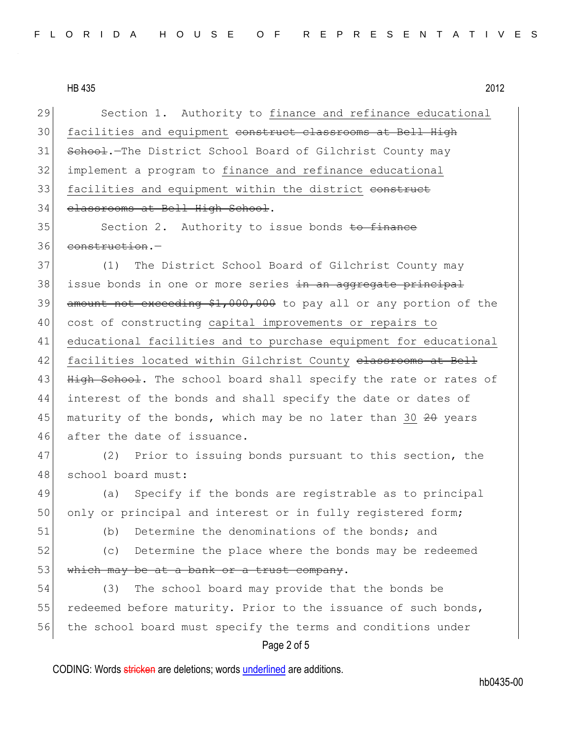Section 1. Authority to <u>finance and refinance educational facilities and equipment</u> ~~construct classrooms at Bell High School~~.—The District School Board of Gilchrist County may implement a program to <u>finance and refinance educational facilities and equipment within the district</u> ~~construct classrooms at Bell High School~~.

Section 2. Authority to issue bonds ~~to finance construction~~.—

(1) The District School Board of Gilchrist County may issue bonds in one or more series ~~in an aggregate principal amount not exceeding $1,000,000~~ to pay all or any portion of the cost of constructing <u>capital improvements or repairs to educational facilities and to purchase equipment for educational facilities located within Gilchrist County</u> ~~classrooms at Bell High School~~. The school board shall specify the rate or rates of interest of the bonds and shall specify the date or dates of maturity of the bonds, which may be no later than <u>30</u> ~~20~~ years after the date of issuance.

(2) Prior to issuing bonds pursuant to this section, the school board must:

(a) Specify if the bonds are registrable as to principal only or principal and interest or in fully registered form;

(b) Determine the denominations of the bonds; and

(c) Determine the place where the bonds may be redeemed ~~which may be at a bank or a trust company~~.

(3) The school board may provide that the bonds be redeemed before maturity. Prior to the issuance of such bonds, the school board must specify the terms and conditions under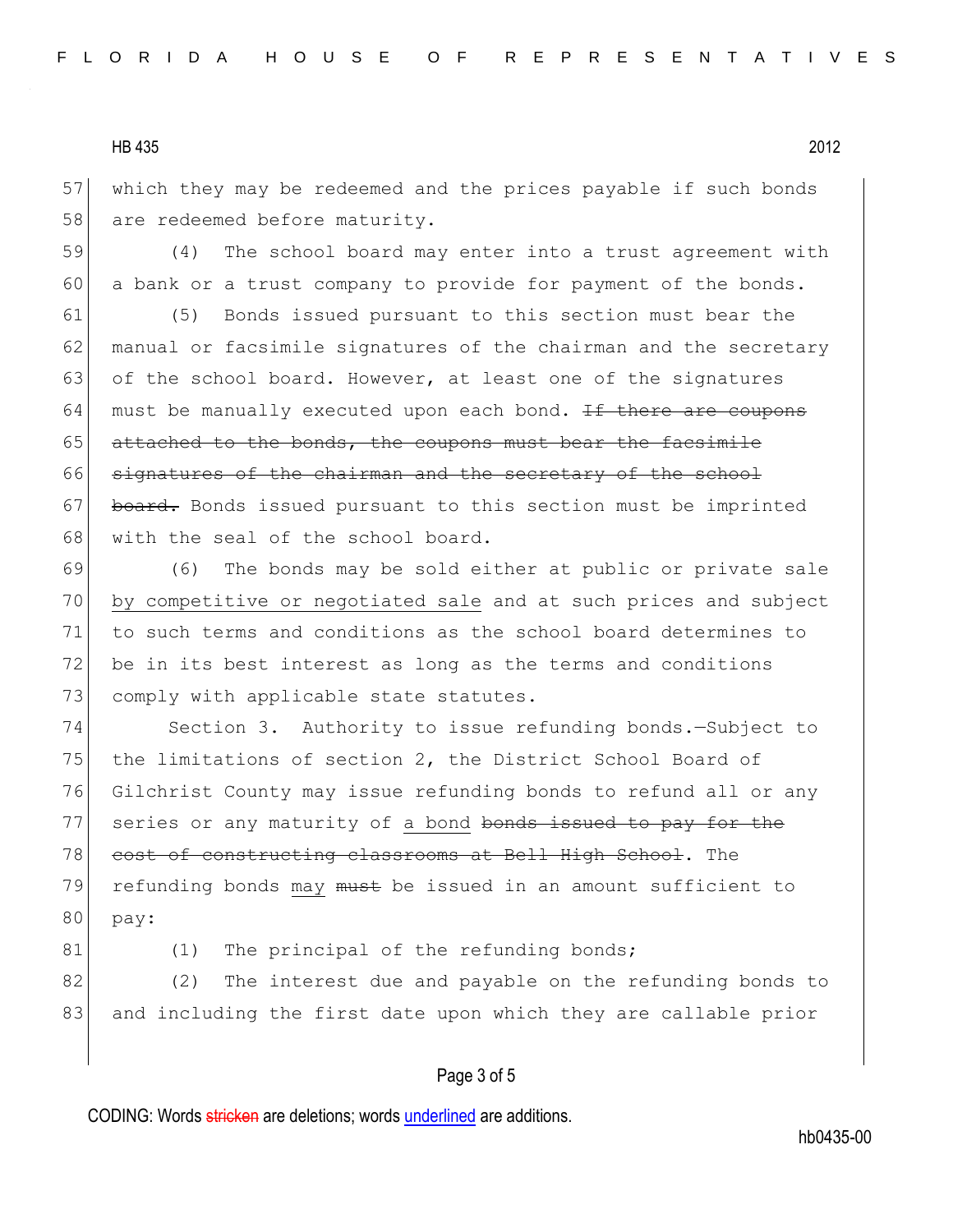which they may be redeemed and the prices payable if such bonds are redeemed before maturity.

(4) The school board may enter into a trust agreement with a bank or a trust company to provide for payment of the bonds.

(5) Bonds issued pursuant to this section must bear the manual or facsimile signatures of the chairman and the secretary of the school board. However, at least one of the signatures must be manually executed upon each bond. ~~If there are coupons attached to the bonds, the coupons must bear the facsimile signatures of the chairman and the secretary of the school board.~~ Bonds issued pursuant to this section must be imprinted with the seal of the school board.

(6) The bonds may be sold either at public or private sale <u>by competitive or negotiated sale</u> and at such prices and subject to such terms and conditions as the school board determines to be in its best interest as long as the terms and conditions comply with applicable state statutes.

Section 3. Authority to issue refunding bonds.—Subject to the limitations of section 2, the District School Board of Gilchrist County may issue refunding bonds to refund all or any series or any maturity of <u>a bond</u> ~~bonds issued to pay for the cost of constructing classrooms at Bell High School~~. The refunding bonds <u>may</u> ~~must~~ be issued in an amount sufficient to pay:

(1) The principal of the refunding bonds;

(2) The interest due and payable on the refunding bonds to and including the first date upon which they are callable prior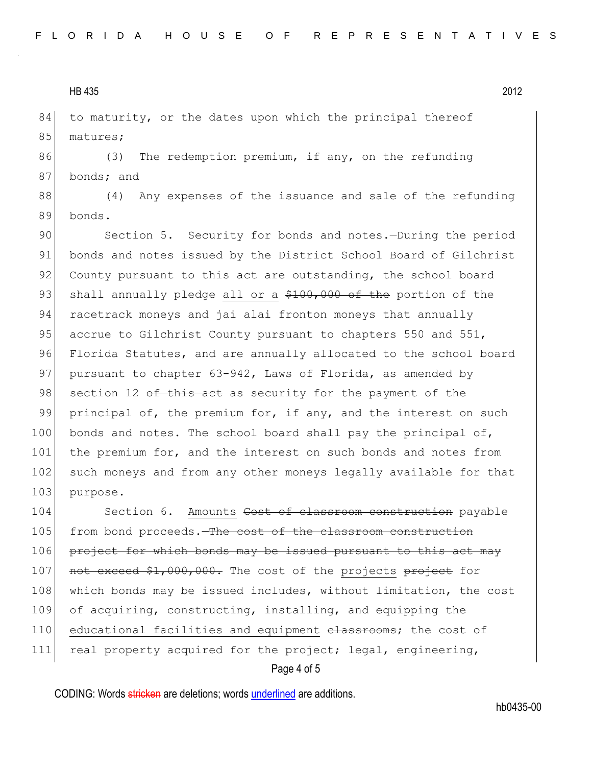to maturity, or the dates upon which the principal thereof matures;

(3) The redemption premium, if any, on the refunding bonds; and

(4) Any expenses of the issuance and sale of the refunding bonds.

Section 5. Security for bonds and notes.—During the period bonds and notes issued by the District School Board of Gilchrist County pursuant to this act are outstanding, the school board shall annually pledge <u>all or a</u> ~~$100,000 of the~~ portion of the racetrack moneys and jai alai fronton moneys that annually accrue to Gilchrist County pursuant to chapters 550 and 551, Florida Statutes, and are annually allocated to the school board pursuant to chapter 63-942, Laws of Florida, as amended by section 12 ~~of this act~~ as security for the payment of the principal of, the premium for, if any, and the interest on such bonds and notes. The school board shall pay the principal of, the premium for, and the interest on such bonds and notes from such moneys and from any other moneys legally available for that purpose.

Section 6. <u>Amounts</u> ~~Cost of classroom construction~~ payable from bond proceeds.~~—The cost of the classroom construction project for which bonds may be issued pursuant to this act may not exceed $1,000,000.~~ The cost of the <u>projects</u> ~~project~~ for which bonds may be issued includes, without limitation, the cost of acquiring, constructing, installing, and equipping the <u>educational facilities and equipment</u> ~~classrooms~~; the cost of real property acquired for the project; legal, engineering,

CODING: Words ~~stricken~~ are deletions; words <u>underlined</u> are additions.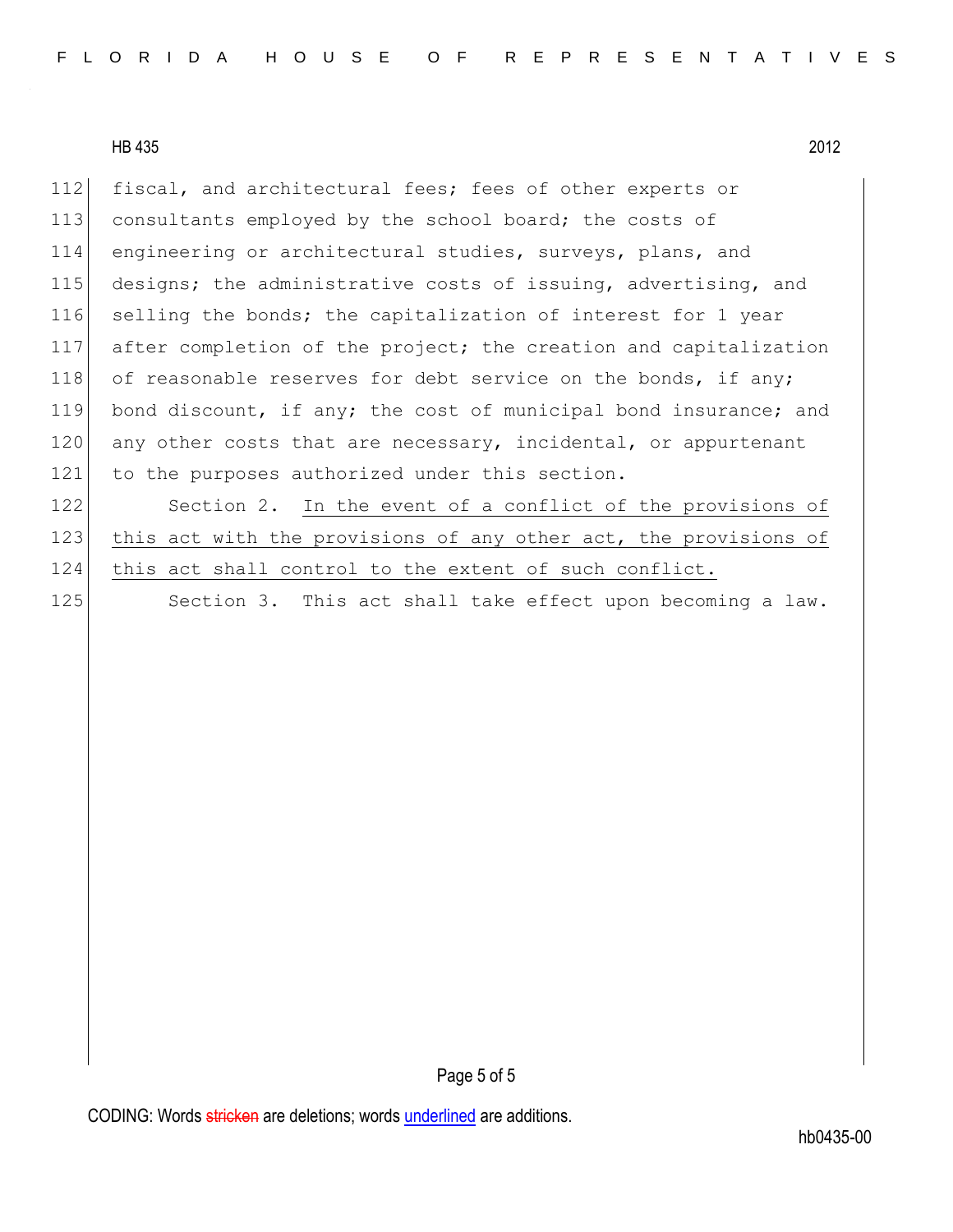fiscal, and architectural fees; fees of other experts or consultants employed by the school board; the costs of engineering or architectural studies, surveys, plans, and designs; the administrative costs of issuing, advertising, and selling the bonds; the capitalization of interest for 1 year after completion of the project; the creation and capitalization of reasonable reserves for debt service on the bonds, if any; bond discount, if any; the cost of municipal bond insurance; and any other costs that are necessary, incidental, or appurtenant to the purposes authorized under this section.

Section 2. In the event of a conflict of the provisions of this act with the provisions of any other act, the provisions of this act shall control to the extent of such conflict.

Section 3. This act shall take effect upon becoming a law.

CODING: Words stricken are deletions; words underlined are additions.